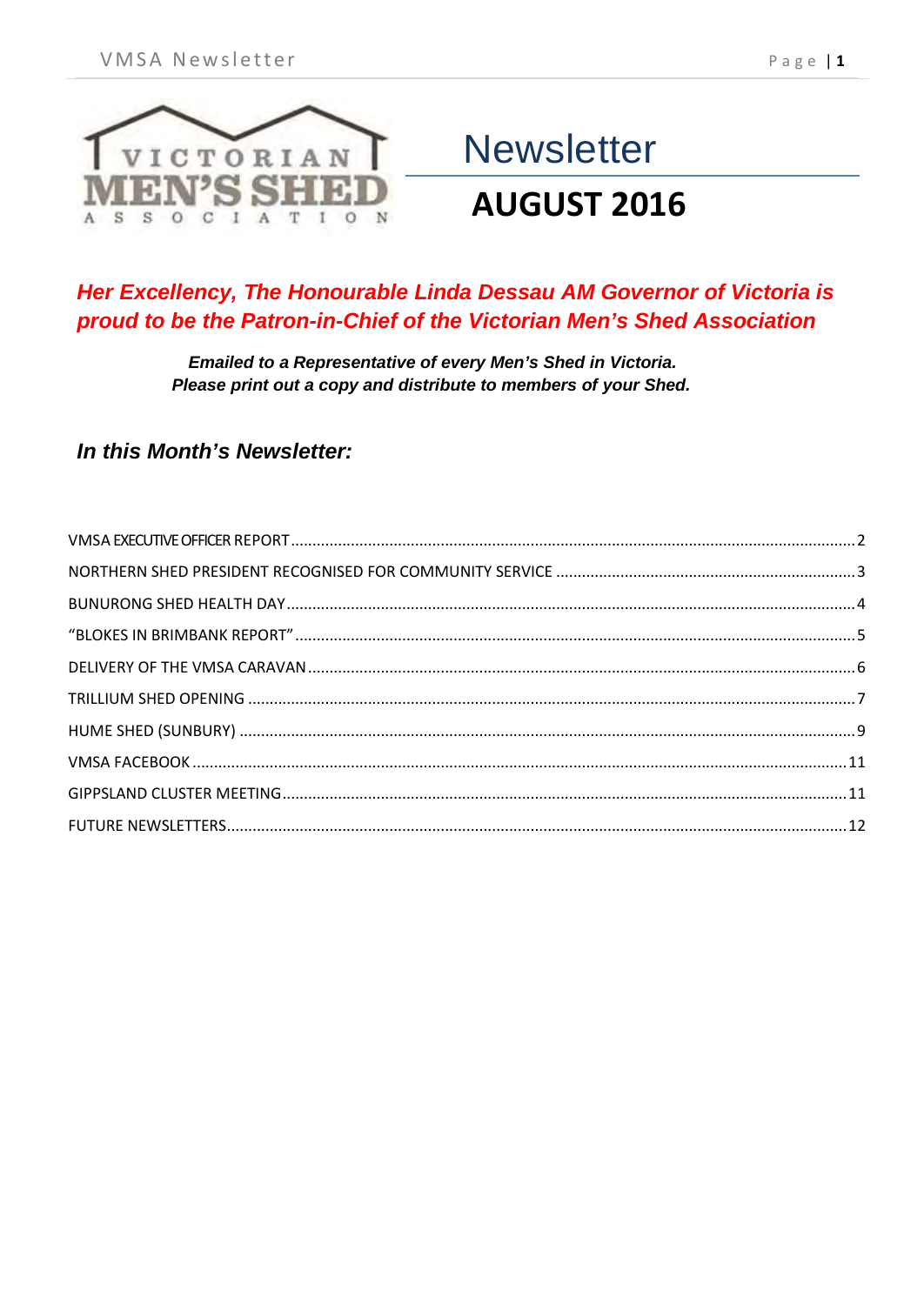VICTORIAN MEN'S SHED ASSOCIATION

# Newsletter

## AUGUST 2016

***Her Excellency, The Honourable Linda Dessau AM Governor of Victoria is proud to be the Patron-in-Chief of the Victorian Men's Shed Association***

***Emailed to a Representative of every Men's Shed in Victoria.***
***Please print out a copy and distribute to members of your Shed.***

### *In this Month's Newsletter:*

VMSA EXECUTIVE OFFICER REPORT .......... 2
NORTHERN SHED PRESIDENT RECOGNISED FOR COMMUNITY SERVICE .......... 3
BUNURONG SHED HEALTH DAY .......... 4
"BLOKES IN BRIMBANK REPORT" .......... 5
DELIVERY OF THE VMSA CARAVAN .......... 6
TRILLIUM SHED OPENING .......... 7
HUME SHED (SUNBURY) .......... 9
VMSA FACEBOOK .......... 11
GIPPSLAND CLUSTER MEETING .......... 11
FUTURE NEWSLETTERS .......... 12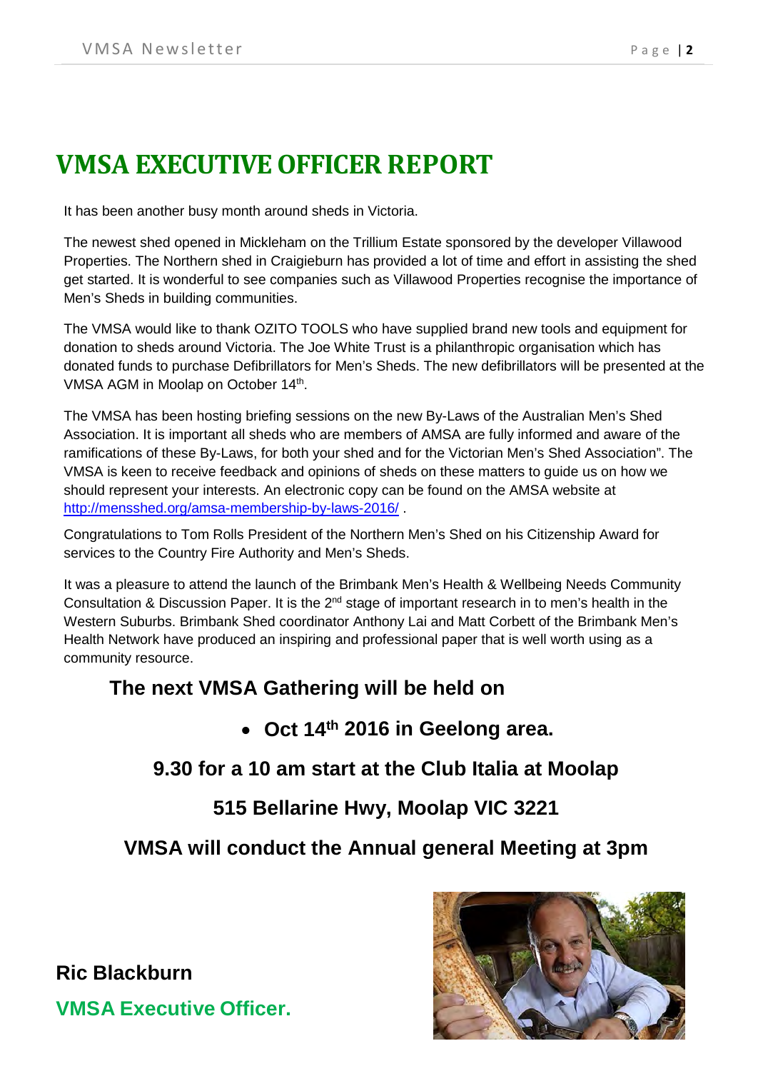# VMSA EXECUTIVE OFFICER REPORT

It has been another busy month around sheds in Victoria.

The newest shed opened in Mickleham on the Trillium Estate sponsored by the developer Villawood Properties. The Northern shed in Craigieburn has provided a lot of time and effort in assisting the shed get started. It is wonderful to see companies such as Villawood Properties recognise the importance of Men's Sheds in building communities.

The VMSA would like to thank OZITO TOOLS who have supplied brand new tools and equipment for donation to sheds around Victoria. The Joe White Trust is a philanthropic organisation which has donated funds to purchase Defibrillators for Men's Sheds. The new defibrillators will be presented at the VMSA AGM in Moolap on October 14th.

The VMSA has been hosting briefing sessions on the new By-Laws of the Australian Men's Shed Association. It is important all sheds who are members of AMSA are fully informed and aware of the ramifications of these By-Laws, for both your shed and for the Victorian Men's Shed Association". The VMSA is keen to receive feedback and opinions of sheds on these matters to guide us on how we should represent your interests. An electronic copy can be found on the AMSA website at http://mensshed.org/amsa-membership-by-laws-2016/ .

Congratulations to Tom Rolls President of the Northern Men's Shed on his Citizenship Award for services to the Country Fire Authority and Men's Sheds.

It was a pleasure to attend the launch of the Brimbank Men's Health & Wellbeing Needs Community Consultation & Discussion Paper. It is the 2nd stage of important research in to men's health in the Western Suburbs. Brimbank Shed coordinator Anthony Lai and Matt Corbett of the Brimbank Men's Health Network have produced an inspiring and professional paper that is well worth using as a community resource.

**The next VMSA Gathering will be held on**

- **Oct 14th 2016 in Geelong area.**

**9.30 for a 10 am start at the Club Italia at Moolap**

**515 Bellarine Hwy, Moolap VIC 3221**

**VMSA will conduct the Annual general Meeting at 3pm**

**Ric Blackburn**

**VMSA Executive Officer.**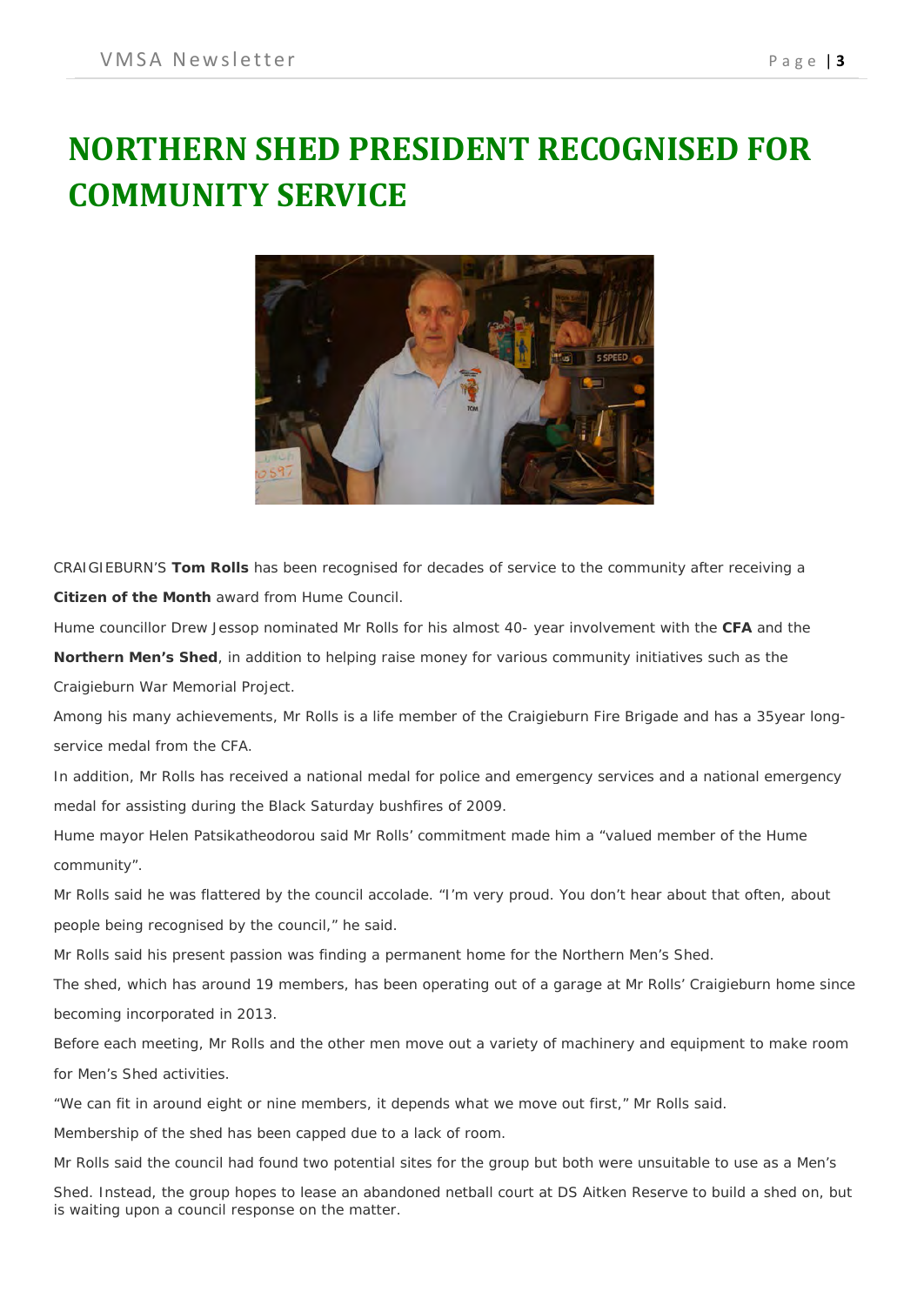# NORTHERN SHED PRESIDENT RECOGNISED FOR COMMUNITY SERVICE

CRAIGIEBURN'S **Tom Rolls** has been recognised for decades of service to the community after receiving a **Citizen of the Month** award from Hume Council.

Hume councillor Drew Jessop nominated Mr Rolls for his almost 40- year involvement with the **CFA** and the **Northern Men's Shed**, in addition to helping raise money for various community initiatives such as the Craigieburn War Memorial Project.

Among his many achievements, Mr Rolls is a life member of the Craigieburn Fire Brigade and has a 35year long-service medal from the CFA.

In addition, Mr Rolls has received a national medal for police and emergency services and a national emergency medal for assisting during the Black Saturday bushfires of 2009.

Hume mayor Helen Patsikatheodorou said Mr Rolls' commitment made him a "valued member of the Hume community".

Mr Rolls said he was flattered by the council accolade. "I'm very proud. You don't hear about that often, about people being recognised by the council," he said.

Mr Rolls said his present passion was finding a permanent home for the Northern Men's Shed.

The shed, which has around 19 members, has been operating out of a garage at Mr Rolls' Craigieburn home since becoming incorporated in 2013.

Before each meeting, Mr Rolls and the other men move out a variety of machinery and equipment to make room for Men's Shed activities.

"We can fit in around eight or nine members, it depends what we move out first," Mr Rolls said.

Membership of the shed has been capped due to a lack of room.

Mr Rolls said the council had found two potential sites for the group but both were unsuitable to use as a Men's Shed. Instead, the group hopes to lease an abandoned netball court at DS Aitken Reserve to build a shed on, but is waiting upon a council response on the matter.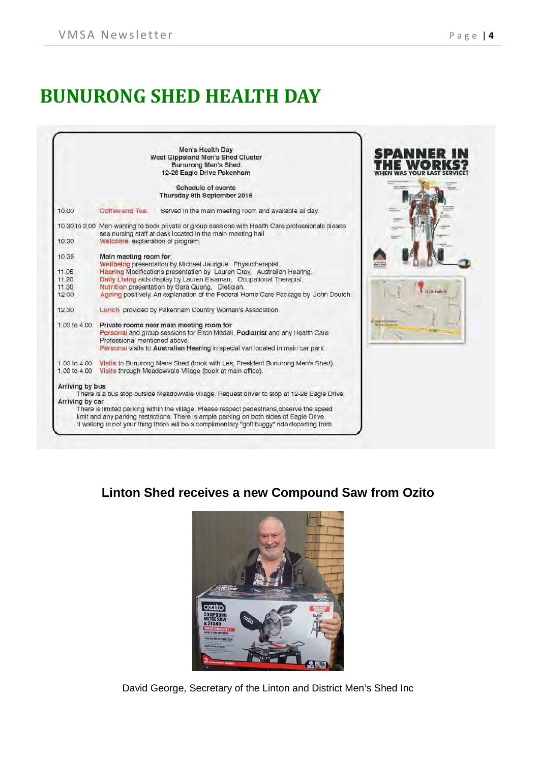# BUNURONG SHED HEALTH DAY

Men's Health Day
West Gippsland Men's Shed Cluster
Bunurong Men's Shed
12-26 Eagle Drive Pakenham

Schedule of events
Thursday 8th September 2016

| Time | Event |
|---|---|
| 10.00 | Coffee and Tea. Served in the main meeting room and available all day. |
| 10.30 to 2.00 | Men wanting to book private or group sessions with Health Care professionals please see nursing staff at desk located in the main meeting hall. |
| 10.30 | Welcome, explanation of program. |
| 10.35 | **Main meeting room for:** Wellbeing presentation by Michael Jaurigue Physiotherapist |
| 11.05 | Hearing Modifications presentation by Lauren Gray, Australian Hearing. |
| 11.20 | Daily Living aids display by Lauren Elsaman, Occupational Therapist |
| 11.30 | Nutrition presentation by Sara Quong, Dietician. |
| 12.00 | Ageing positively. An explanation of the Federal Home Care Package by John Doutch. |
| 12.30 | Lunch provided by Pakenham Country Woman's Association. |
| 1.00 to 4.00 | **Private rooms near main meeting room for** Personal and group sessions for Elton Medell, **Podiatrist** and any Health Care Professional mentioned above. Personal visits to **Australian Hearing** in special van located in main car park. |
| 1.00 to 4.00 | Visits to Bunurong Mens Shed (book with Les, President Bunurong Men's Shed). |
| 1.00 to 4.00 | Visits through Meadowvale Village (book at main office). |

**Arriving by bus**
There is a bus stop outside Meadowvale village. Request driver to stop at 12-26 Eagle Drive.

**Arriving by car**
There is limited parking within the village. Please respect pedestrians,observe the speed limit and any parking restrictions. There is ample parking on both sides of Eagle Drive. If walking is not your thing there will be a complimentary "golf buggy" ride departing from

**SPANNER IN THE WORKS?**
**WHEN WAS YOUR LAST SERVICE?**

### Linton Shed receives a new Compound Saw from Ozito

David George, Secretary of the Linton and District Men's Shed Inc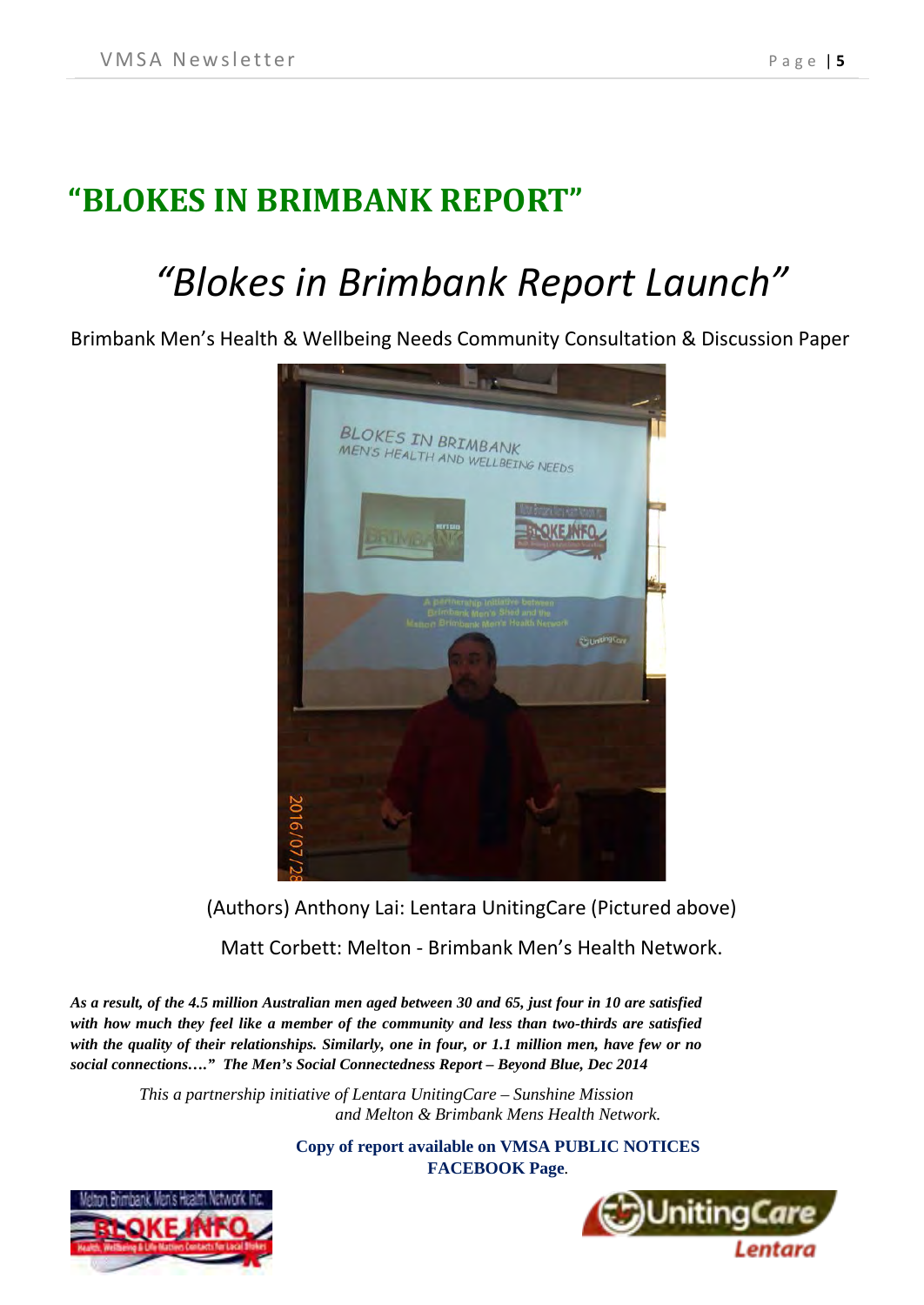# "BLOKES IN BRIMBANK REPORT"

## *"Blokes in Brimbank Report Launch"*

Brimbank Men's Health & Wellbeing Needs Community Consultation & Discussion Paper

(Authors) Anthony Lai: Lentara UnitingCare (Pictured above)

Matt Corbett: Melton - Brimbank Men's Health Network.

***As a result, of the 4.5 million Australian men aged between 30 and 65, just four in 10 are satisfied with how much they feel like a member of the community and less than two-thirds are satisfied with the quality of their relationships. Similarly, one in four, or 1.1 million men, have few or no social connections…." The Men's Social Connectedness Report – Beyond Blue, Dec 2014***

*This a partnership initiative of Lentara UnitingCare – Sunshine Mission and Melton & Brimbank Mens Health Network.*

**Copy of report available on VMSA PUBLIC NOTICES FACEBOOK Page**.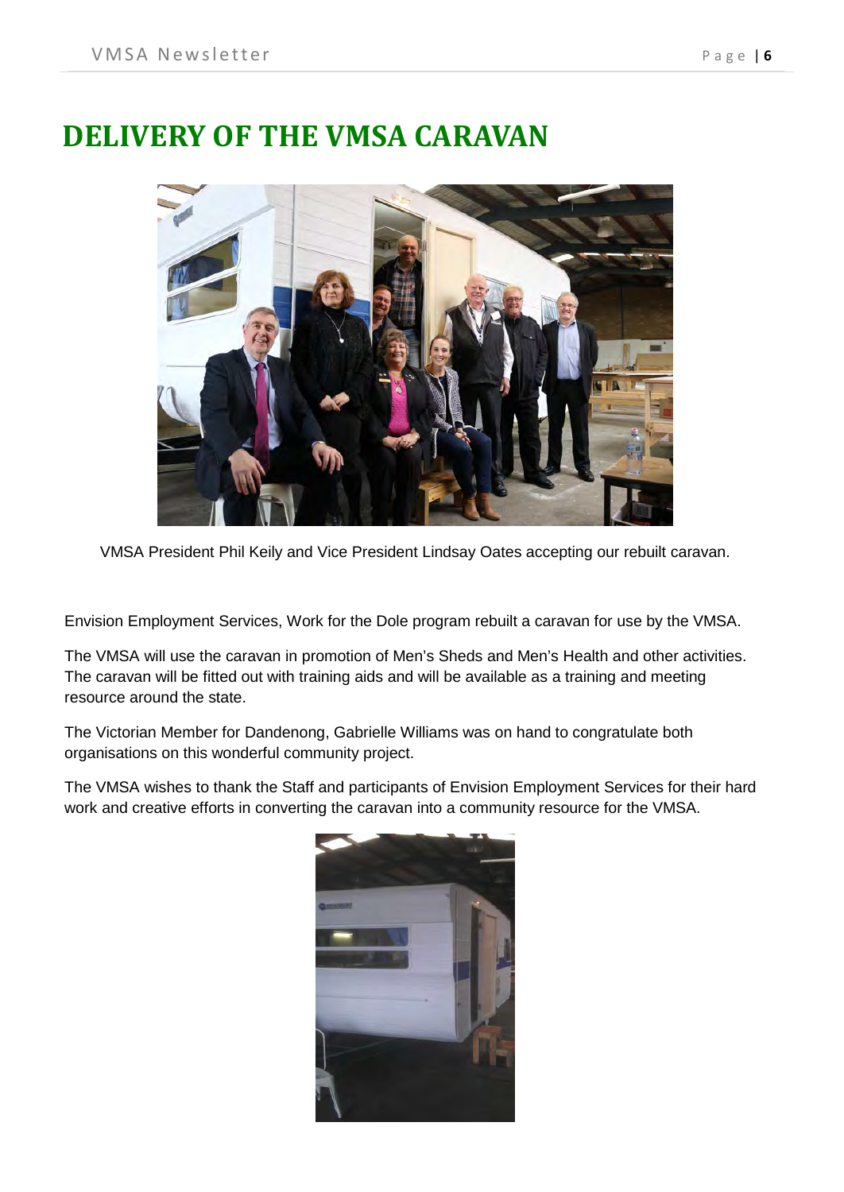# DELIVERY OF THE VMSA CARAVAN

VMSA President Phil Keily and Vice President Lindsay Oates accepting our rebuilt caravan.

Envision Employment Services, Work for the Dole program rebuilt a caravan for use by the VMSA.

The VMSA will use the caravan in promotion of Men's Sheds and Men's Health and other activities. The caravan will be fitted out with training aids and will be available as a training and meeting resource around the state.

The Victorian Member for Dandenong, Gabrielle Williams was on hand to congratulate both organisations on this wonderful community project.

The VMSA wishes to thank the Staff and participants of Envision Employment Services for their hard work and creative efforts in converting the caravan into a community resource for the VMSA.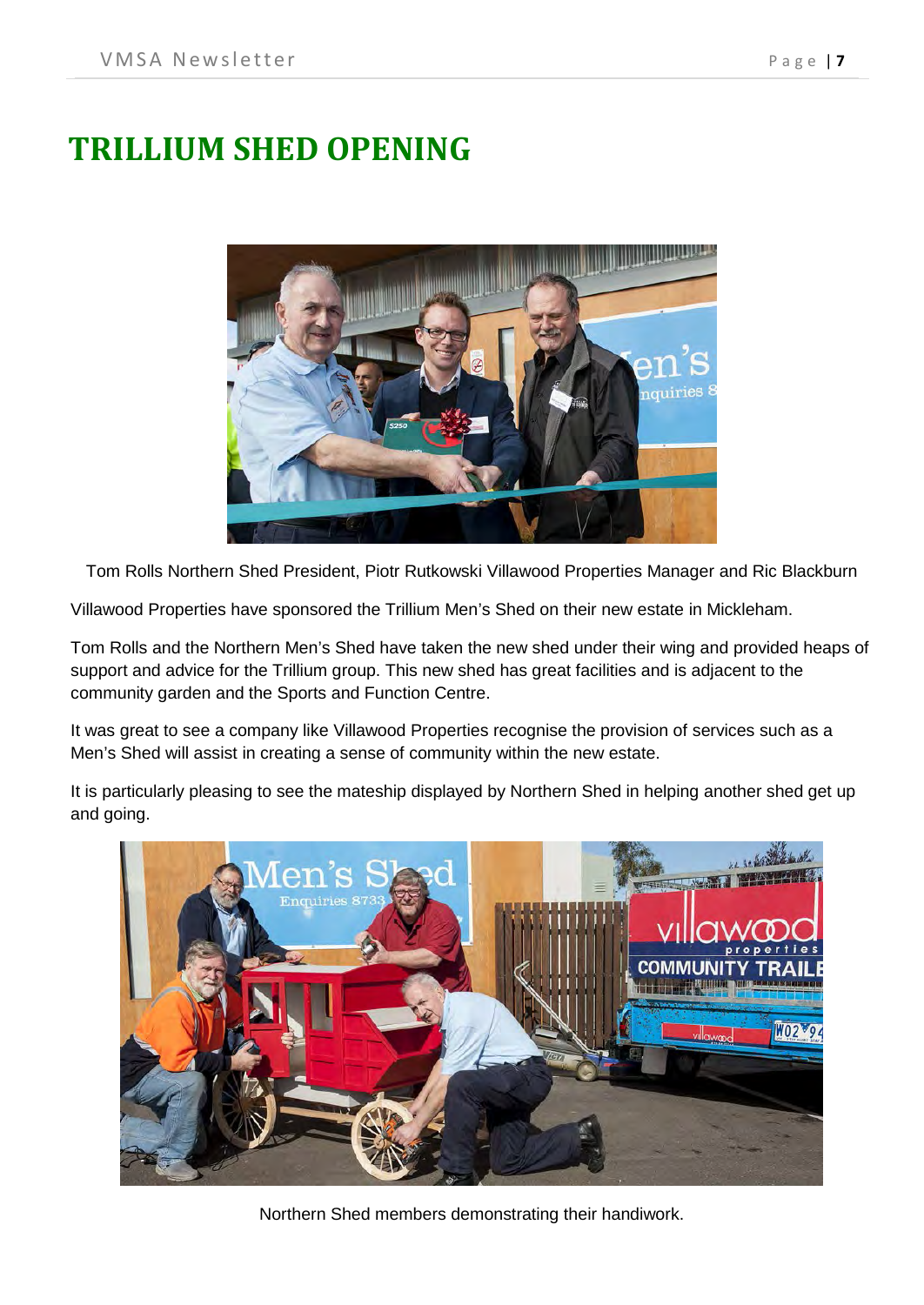# TRILLIUM SHED OPENING

Tom Rolls Northern Shed President, Piotr Rutkowski Villawood Properties Manager and Ric Blackburn

Villawood Properties have sponsored the Trillium Men's Shed on their new estate in Mickleham.

Tom Rolls and the Northern Men's Shed have taken the new shed under their wing and provided heaps of support and advice for the Trillium group. This new shed has great facilities and is adjacent to the community garden and the Sports and Function Centre.

It was great to see a company like Villawood Properties recognise the provision of services such as a Men's Shed will assist in creating a sense of community within the new estate.

It is particularly pleasing to see the mateship displayed by Northern Shed in helping another shed get up and going.

Northern Shed members demonstrating their handiwork.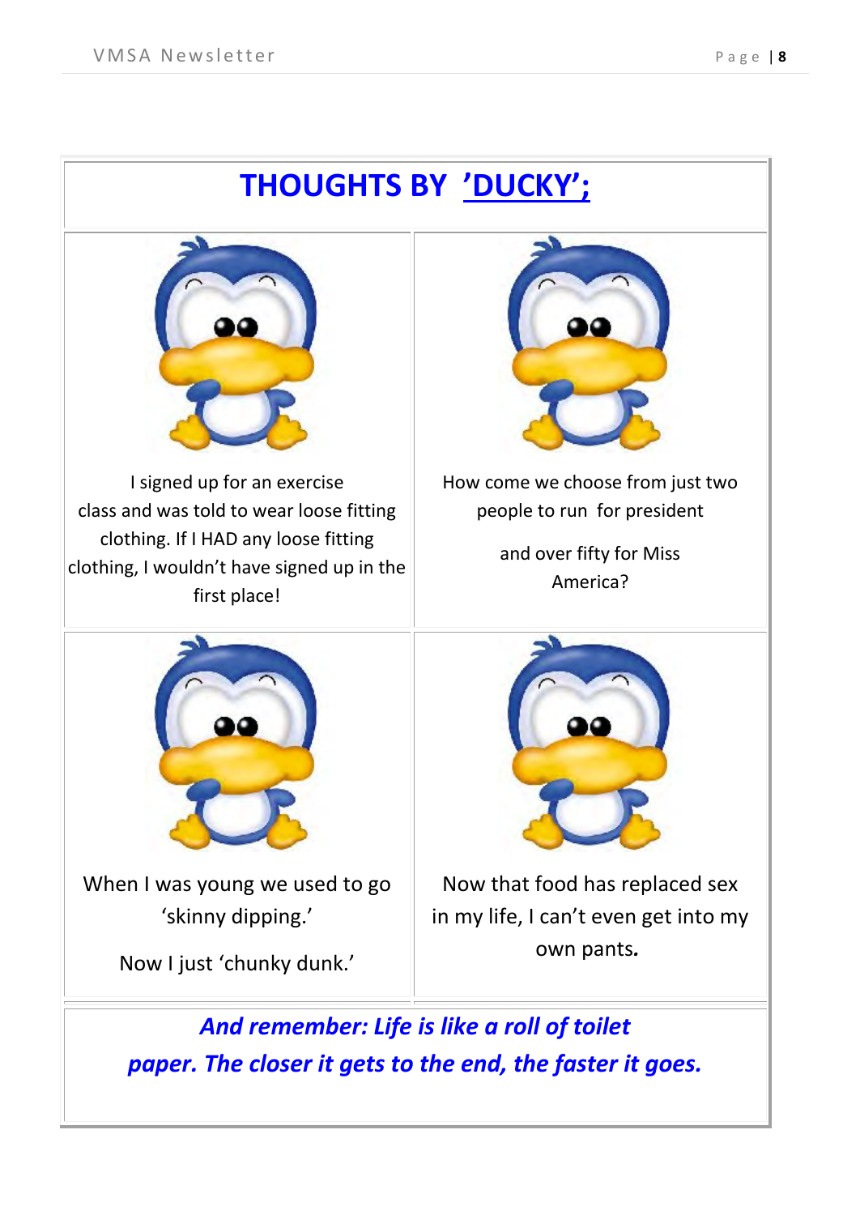# THOUGHTS BY ’DUCKY’;

I signed up for an exercise class and was told to wear loose fitting clothing. If I HAD any loose fitting clothing, I wouldn’t have signed up in the first place!

How come we choose from just two people to run for president

and over fifty for Miss America?

When I was young we used to go ‘skinny dipping.’

Now I just ‘chunky dunk.’

Now that food has replaced sex in my life, I can’t even get into my own pants.

***And remember: Life is like a roll of toilet paper. The closer it gets to the end, the faster it goes.***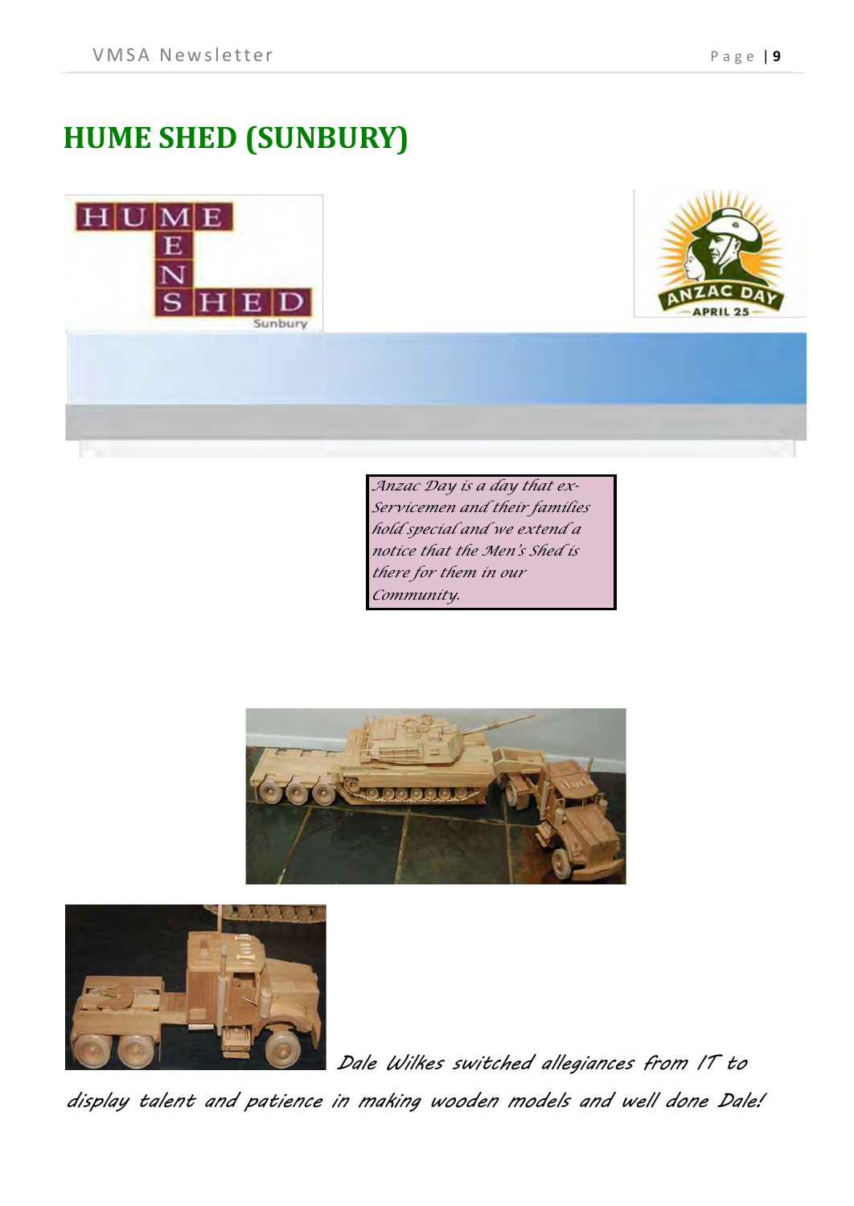# HUME SHED (SUNBURY)

*Anzac Day is a day that ex-Servicemen and their families hold special and we extend a notice that the Men's Shed is there for them in our Community.*

*Dale Wilkes switched allegiances from IT to display talent and patience in making wooden models and well done Dale!*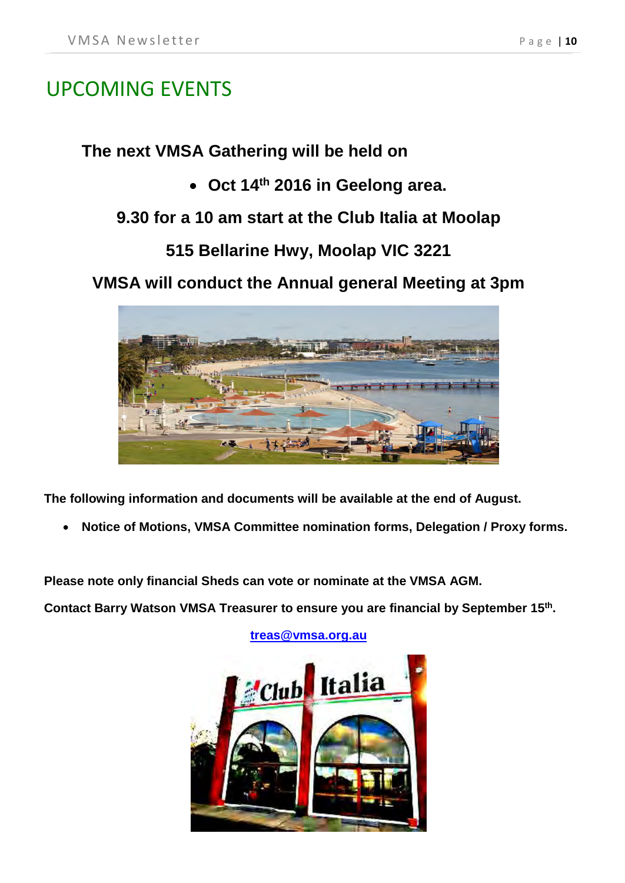# UPCOMING EVENTS

**The next VMSA Gathering will be held on**

- **Oct 14th 2016 in Geelong area.**

**9.30 for a 10 am start at the Club Italia at Moolap**

**515 Bellarine Hwy, Moolap VIC 3221**

**VMSA will conduct the Annual general Meeting at 3pm**

**The following information and documents will be available at the end of August.**

- **Notice of Motions, VMSA Committee nomination forms, Delegation / Proxy forms.**

**Please note only financial Sheds can vote or nominate at the VMSA AGM.**

**Contact Barry Watson VMSA Treasurer to ensure you are financial by September 15th.**

**treas@vmsa.org.au**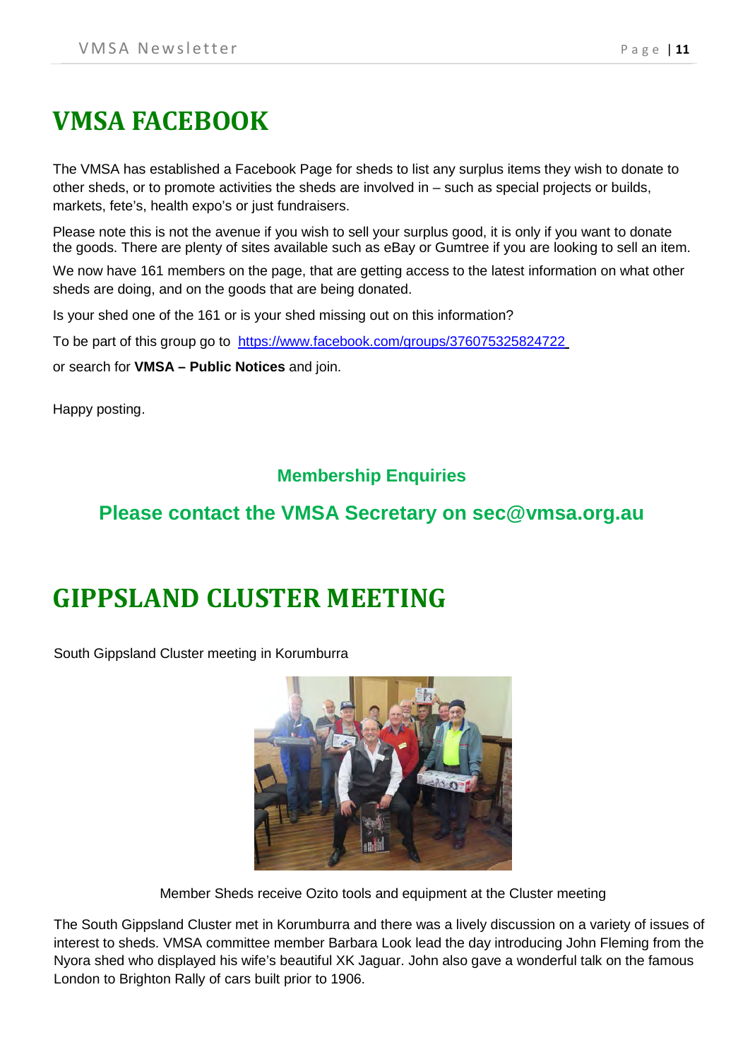# VMSA FACEBOOK

The VMSA has established a Facebook Page for sheds to list any surplus items they wish to donate to other sheds, or to promote activities the sheds are involved in – such as special projects or builds, markets, fete's, health expo's or just fundraisers.

Please note this is not the avenue if you wish to sell your surplus good, it is only if you want to donate the goods. There are plenty of sites available such as eBay or Gumtree if you are looking to sell an item.

We now have 161 members on the page, that are getting access to the latest information on what other sheds are doing, and on the goods that are being donated.

Is your shed one of the 161 or is your shed missing out on this information?

To be part of this group go to https://www.facebook.com/groups/376075325824722

or search for **VMSA – Public Notices** and join.

Happy posting.

### Membership Enquiries

### Please contact the VMSA Secretary on sec@vmsa.org.au

# GIPPSLAND CLUSTER MEETING

South Gippsland Cluster meeting in Korumburra

Member Sheds receive Ozito tools and equipment at the Cluster meeting

The South Gippsland Cluster met in Korumburra and there was a lively discussion on a variety of issues of interest to sheds. VMSA committee member Barbara Look lead the day introducing John Fleming from the Nyora shed who displayed his wife's beautiful XK Jaguar. John also gave a wonderful talk on the famous London to Brighton Rally of cars built prior to 1906.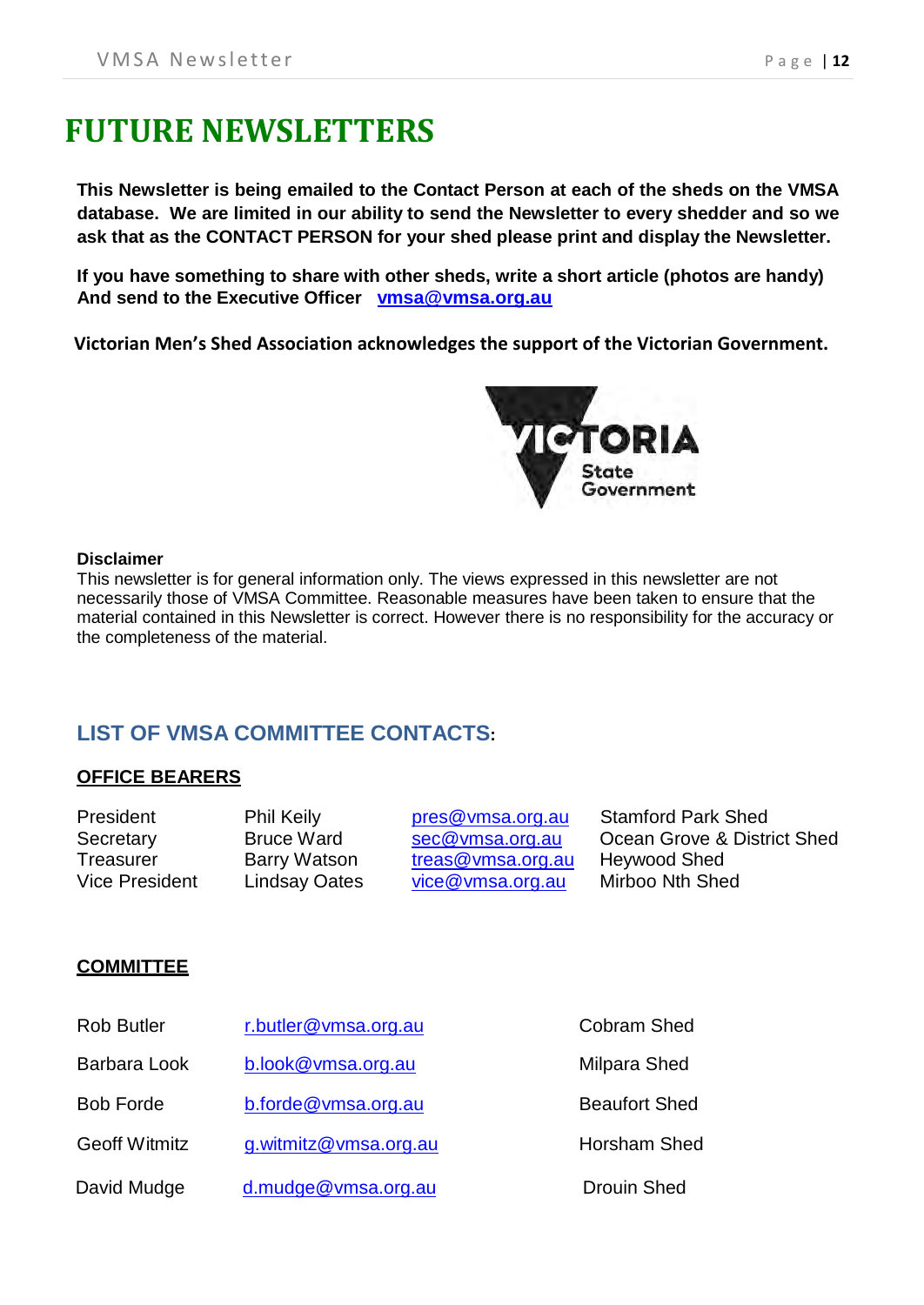# FUTURE NEWSLETTERS

**This Newsletter is being emailed to the Contact Person at each of the sheds on the VMSA database. We are limited in our ability to send the Newsletter to every shedder and so we ask that as the CONTACT PERSON for your shed please print and display the Newsletter.**

**If you have something to share with other sheds, write a short article (photos are handy) And send to the Executive Officer [vmsa@vmsa.org.au](mailto:vmsa@vmsa.org.au)**

**Victorian Men's Shed Association acknowledges the support of the Victorian Government.**

VICTORIA State Government

**Disclaimer**

This newsletter is for general information only. The views expressed in this newsletter are not necessarily those of VMSA Committee. Reasonable measures have been taken to ensure that the material contained in this Newsletter is correct. However there is no responsibility for the accuracy or the completeness of the material.

## LIST OF VMSA COMMITTEE CONTACTS:

### OFFICE BEARERS

| | | | |
|---|---|---|---|
| President | Phil Keily | pres@vmsa.org.au | Stamford Park Shed |
| Secretary | Bruce Ward | sec@vmsa.org.au | Ocean Grove & District Shed |
| Treasurer | Barry Watson | treas@vmsa.org.au | Heywood Shed |
| Vice President | Lindsay Oates | vice@vmsa.org.au | Mirboo Nth Shed |

### COMMITTEE

| | | |
|---|---|---|
| Rob Butler | r.butler@vmsa.org.au | Cobram Shed |
| Barbara Look | b.look@vmsa.org.au | Milpara Shed |
| Bob Forde | b.forde@vmsa.org.au | Beaufort Shed |
| Geoff Witmitz | g.witmitz@vmsa.org.au | Horsham Shed |
| David Mudge | d.mudge@vmsa.org.au | Drouin Shed |